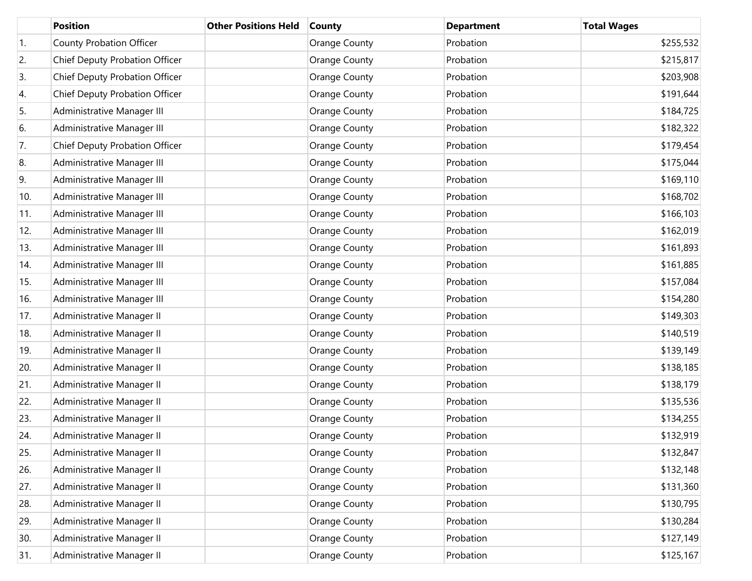| | Position | Other Positions Held | County | Department | Total Wages |
|---|---|---|---|---|---|
| 1. | County Probation Officer | | Orange County | Probation | $255,532 |
| 2. | Chief Deputy Probation Officer | | Orange County | Probation | $215,817 |
| 3. | Chief Deputy Probation Officer | | Orange County | Probation | $203,908 |
| 4. | Chief Deputy Probation Officer | | Orange County | Probation | $191,644 |
| 5. | Administrative Manager III | | Orange County | Probation | $184,725 |
| 6. | Administrative Manager III | | Orange County | Probation | $182,322 |
| 7. | Chief Deputy Probation Officer | | Orange County | Probation | $179,454 |
| 8. | Administrative Manager III | | Orange County | Probation | $175,044 |
| 9. | Administrative Manager III | | Orange County | Probation | $169,110 |
| 10. | Administrative Manager III | | Orange County | Probation | $168,702 |
| 11. | Administrative Manager III | | Orange County | Probation | $166,103 |
| 12. | Administrative Manager III | | Orange County | Probation | $162,019 |
| 13. | Administrative Manager III | | Orange County | Probation | $161,893 |
| 14. | Administrative Manager III | | Orange County | Probation | $161,885 |
| 15. | Administrative Manager III | | Orange County | Probation | $157,084 |
| 16. | Administrative Manager III | | Orange County | Probation | $154,280 |
| 17. | Administrative Manager II | | Orange County | Probation | $149,303 |
| 18. | Administrative Manager II | | Orange County | Probation | $140,519 |
| 19. | Administrative Manager II | | Orange County | Probation | $139,149 |
| 20. | Administrative Manager II | | Orange County | Probation | $138,185 |
| 21. | Administrative Manager II | | Orange County | Probation | $138,179 |
| 22. | Administrative Manager II | | Orange County | Probation | $135,536 |
| 23. | Administrative Manager II | | Orange County | Probation | $134,255 |
| 24. | Administrative Manager II | | Orange County | Probation | $132,919 |
| 25. | Administrative Manager II | | Orange County | Probation | $132,847 |
| 26. | Administrative Manager II | | Orange County | Probation | $132,148 |
| 27. | Administrative Manager II | | Orange County | Probation | $131,360 |
| 28. | Administrative Manager II | | Orange County | Probation | $130,795 |
| 29. | Administrative Manager II | | Orange County | Probation | $130,284 |
| 30. | Administrative Manager II | | Orange County | Probation | $127,149 |
| 31. | Administrative Manager II | | Orange County | Probation | $125,167 |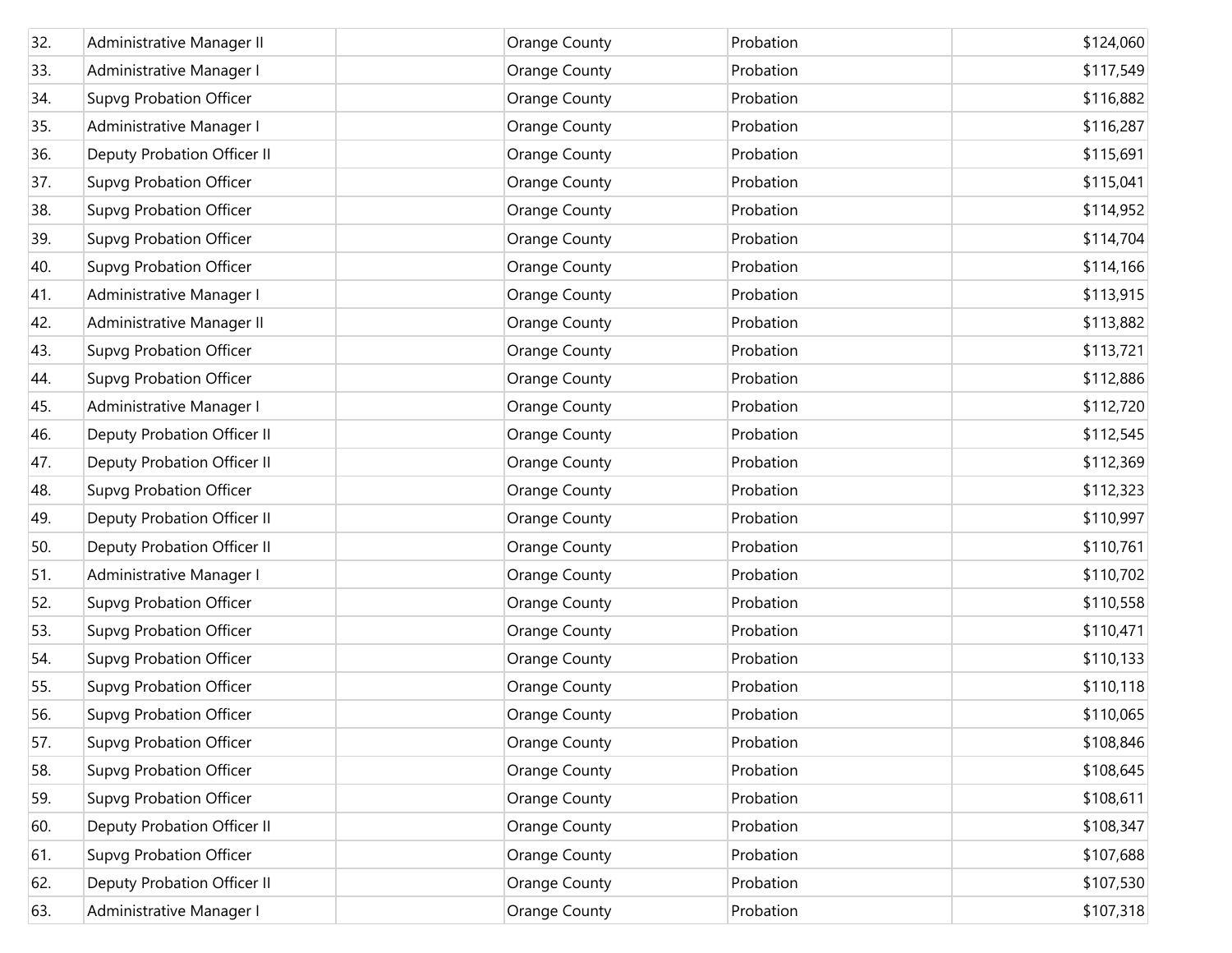| | | | | | |
|---|---|---|---|---|---|
| 32. | Administrative Manager II | | Orange County | Probation | $124,060 |
| 33. | Administrative Manager I | | Orange County | Probation | $117,549 |
| 34. | Supvg Probation Officer | | Orange County | Probation | $116,882 |
| 35. | Administrative Manager I | | Orange County | Probation | $116,287 |
| 36. | Deputy Probation Officer II | | Orange County | Probation | $115,691 |
| 37. | Supvg Probation Officer | | Orange County | Probation | $115,041 |
| 38. | Supvg Probation Officer | | Orange County | Probation | $114,952 |
| 39. | Supvg Probation Officer | | Orange County | Probation | $114,704 |
| 40. | Supvg Probation Officer | | Orange County | Probation | $114,166 |
| 41. | Administrative Manager I | | Orange County | Probation | $113,915 |
| 42. | Administrative Manager II | | Orange County | Probation | $113,882 |
| 43. | Supvg Probation Officer | | Orange County | Probation | $113,721 |
| 44. | Supvg Probation Officer | | Orange County | Probation | $112,886 |
| 45. | Administrative Manager I | | Orange County | Probation | $112,720 |
| 46. | Deputy Probation Officer II | | Orange County | Probation | $112,545 |
| 47. | Deputy Probation Officer II | | Orange County | Probation | $112,369 |
| 48. | Supvg Probation Officer | | Orange County | Probation | $112,323 |
| 49. | Deputy Probation Officer II | | Orange County | Probation | $110,997 |
| 50. | Deputy Probation Officer II | | Orange County | Probation | $110,761 |
| 51. | Administrative Manager I | | Orange County | Probation | $110,702 |
| 52. | Supvg Probation Officer | | Orange County | Probation | $110,558 |
| 53. | Supvg Probation Officer | | Orange County | Probation | $110,471 |
| 54. | Supvg Probation Officer | | Orange County | Probation | $110,133 |
| 55. | Supvg Probation Officer | | Orange County | Probation | $110,118 |
| 56. | Supvg Probation Officer | | Orange County | Probation | $110,065 |
| 57. | Supvg Probation Officer | | Orange County | Probation | $108,846 |
| 58. | Supvg Probation Officer | | Orange County | Probation | $108,645 |
| 59. | Supvg Probation Officer | | Orange County | Probation | $108,611 |
| 60. | Deputy Probation Officer II | | Orange County | Probation | $108,347 |
| 61. | Supvg Probation Officer | | Orange County | Probation | $107,688 |
| 62. | Deputy Probation Officer II | | Orange County | Probation | $107,530 |
| 63. | Administrative Manager I | | Orange County | Probation | $107,318 |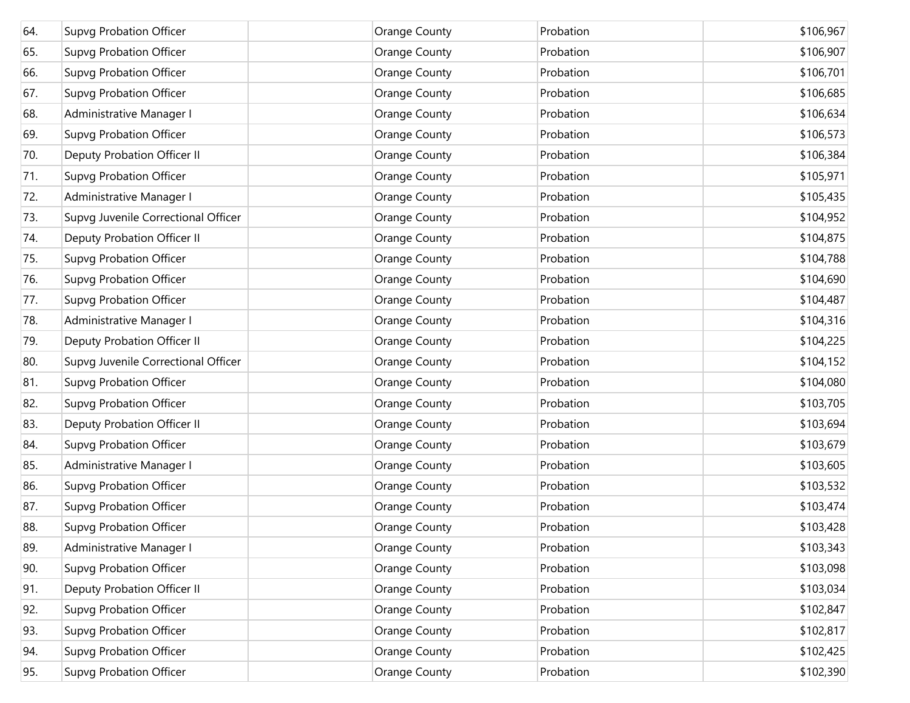| 64. | Supvg Probation Officer | | Orange County | Probation | $106,967 |
|---|---|---|---|---|---|
| 65. | Supvg Probation Officer | | Orange County | Probation | $106,907 |
| 66. | Supvg Probation Officer | | Orange County | Probation | $106,701 |
| 67. | Supvg Probation Officer | | Orange County | Probation | $106,685 |
| 68. | Administrative Manager I | | Orange County | Probation | $106,634 |
| 69. | Supvg Probation Officer | | Orange County | Probation | $106,573 |
| 70. | Deputy Probation Officer II | | Orange County | Probation | $106,384 |
| 71. | Supvg Probation Officer | | Orange County | Probation | $105,971 |
| 72. | Administrative Manager I | | Orange County | Probation | $105,435 |
| 73. | Supvg Juvenile Correctional Officer | | Orange County | Probation | $104,952 |
| 74. | Deputy Probation Officer II | | Orange County | Probation | $104,875 |
| 75. | Supvg Probation Officer | | Orange County | Probation | $104,788 |
| 76. | Supvg Probation Officer | | Orange County | Probation | $104,690 |
| 77. | Supvg Probation Officer | | Orange County | Probation | $104,487 |
| 78. | Administrative Manager I | | Orange County | Probation | $104,316 |
| 79. | Deputy Probation Officer II | | Orange County | Probation | $104,225 |
| 80. | Supvg Juvenile Correctional Officer | | Orange County | Probation | $104,152 |
| 81. | Supvg Probation Officer | | Orange County | Probation | $104,080 |
| 82. | Supvg Probation Officer | | Orange County | Probation | $103,705 |
| 83. | Deputy Probation Officer II | | Orange County | Probation | $103,694 |
| 84. | Supvg Probation Officer | | Orange County | Probation | $103,679 |
| 85. | Administrative Manager I | | Orange County | Probation | $103,605 |
| 86. | Supvg Probation Officer | | Orange County | Probation | $103,532 |
| 87. | Supvg Probation Officer | | Orange County | Probation | $103,474 |
| 88. | Supvg Probation Officer | | Orange County | Probation | $103,428 |
| 89. | Administrative Manager I | | Orange County | Probation | $103,343 |
| 90. | Supvg Probation Officer | | Orange County | Probation | $103,098 |
| 91. | Deputy Probation Officer II | | Orange County | Probation | $103,034 |
| 92. | Supvg Probation Officer | | Orange County | Probation | $102,847 |
| 93. | Supvg Probation Officer | | Orange County | Probation | $102,817 |
| 94. | Supvg Probation Officer | | Orange County | Probation | $102,425 |
| 95. | Supvg Probation Officer | | Orange County | Probation | $102,390 |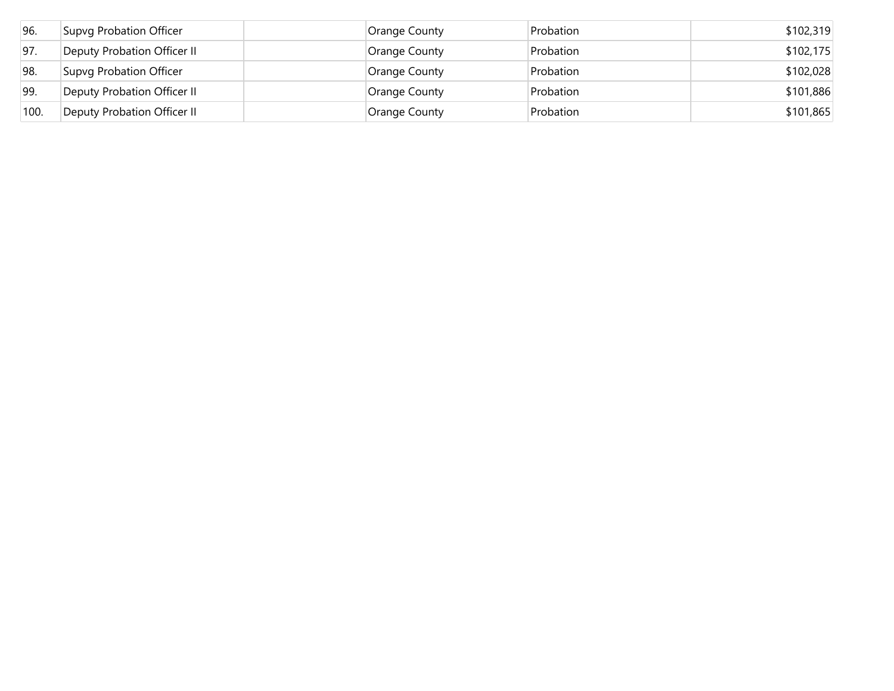| | | | | | |
|---|---|---|---|---|---|
| 96. | Supvg Probation Officer | | Orange County | Probation | $102,319 |
| 97. | Deputy Probation Officer II | | Orange County | Probation | $102,175 |
| 98. | Supvg Probation Officer | | Orange County | Probation | $102,028 |
| 99. | Deputy Probation Officer II | | Orange County | Probation | $101,886 |
| 100. | Deputy Probation Officer II | | Orange County | Probation | $101,865 |